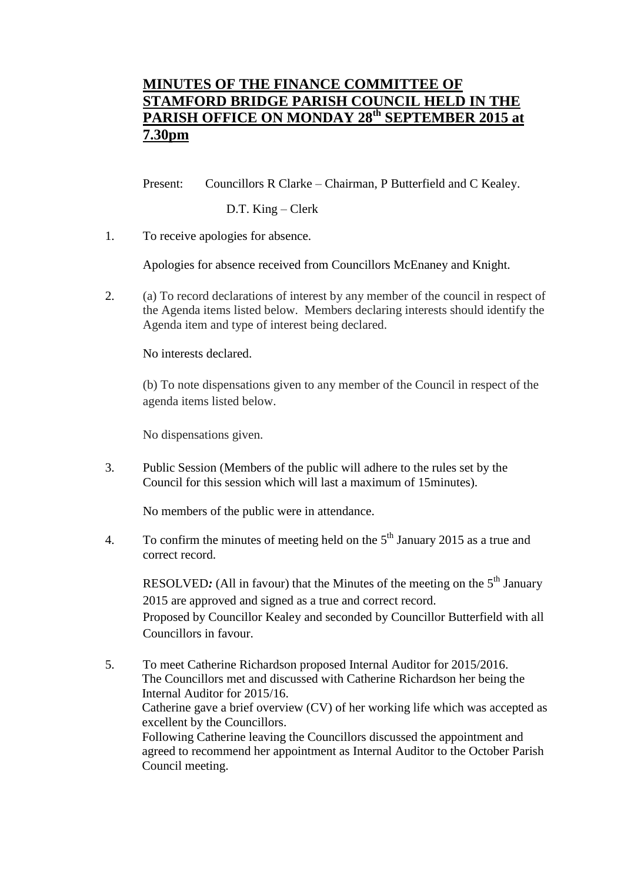# MINUTES OF THE FINANCE COMMITTEE OF STAMFORD BRIDGE PARISH COUNCIL HELD IN THE PARISH OFFICE ON MONDAY 28th SEPTEMBER 2015 at 7.30pm

Present: Councillors R Clarke – Chairman, P Butterfield and C Kealey.

D.T. King – Clerk

1. To receive apologies for absence.

   Apologies for absence received from Councillors McEnaney and Knight.

2. (a) To record declarations of interest by any member of the council in respect of the Agenda items listed below. Members declaring interests should identify the Agenda item and type of interest being declared.

   No interests declared.

   (b) To note dispensations given to any member of the Council in respect of the agenda items listed below.

   No dispensations given.

3. Public Session (Members of the public will adhere to the rules set by the Council for this session which will last a maximum of 15minutes).

   No members of the public were in attendance.

4. To confirm the minutes of meeting held on the 5th January 2015 as a true and correct record.

   RESOLVED*:* (All in favour) that the Minutes of the meeting on the 5th January 2015 are approved and signed as a true and correct record.
   Proposed by Councillor Kealey and seconded by Councillor Butterfield with all Councillors in favour.

5. To meet Catherine Richardson proposed Internal Auditor for 2015/2016.
   The Councillors met and discussed with Catherine Richardson her being the Internal Auditor for 2015/16.
   Catherine gave a brief overview (CV) of her working life which was accepted as excellent by the Councillors.
   Following Catherine leaving the Councillors discussed the appointment and agreed to recommend her appointment as Internal Auditor to the October Parish Council meeting.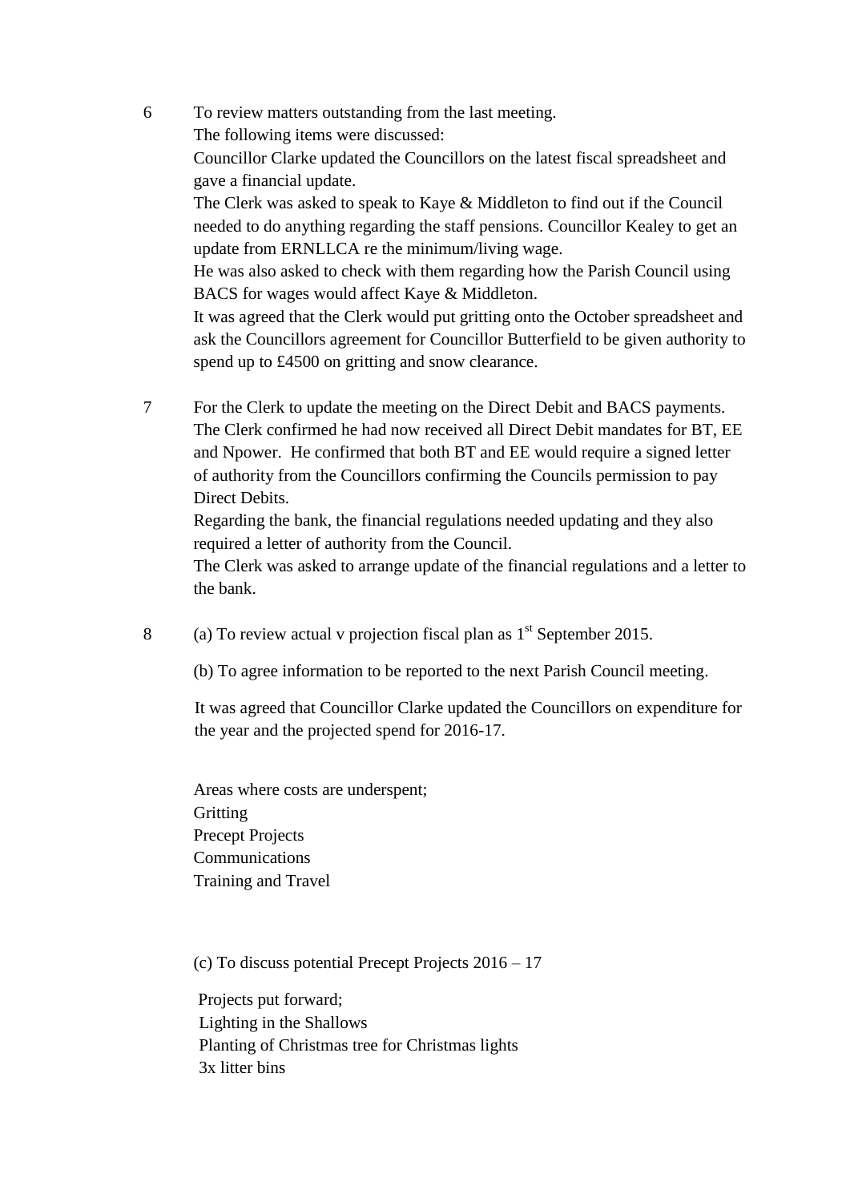6 To review matters outstanding from the last meeting.

The following items were discussed:

Councillor Clarke updated the Councillors on the latest fiscal spreadsheet and gave a financial update.

The Clerk was asked to speak to Kaye & Middleton to find out if the Council needed to do anything regarding the staff pensions. Councillor Kealey to get an update from ERNLLCA re the minimum/living wage.

He was also asked to check with them regarding how the Parish Council using BACS for wages would affect Kaye & Middleton.

It was agreed that the Clerk would put gritting onto the October spreadsheet and ask the Councillors agreement for Councillor Butterfield to be given authority to spend up to £4500 on gritting and snow clearance.

7 For the Clerk to update the meeting on the Direct Debit and BACS payments.

The Clerk confirmed he had now received all Direct Debit mandates for BT, EE and Npower. He confirmed that both BT and EE would require a signed letter of authority from the Councillors confirming the Councils permission to pay Direct Debits.

Regarding the bank, the financial regulations needed updating and they also required a letter of authority from the Council.

The Clerk was asked to arrange update of the financial regulations and a letter to the bank.

8 (a) To review actual v projection fiscal plan as 1st September 2015.

(b) To agree information to be reported to the next Parish Council meeting.

It was agreed that Councillor Clarke updated the Councillors on expenditure for the year and the projected spend for 2016-17.

Areas where costs are underspent;
Gritting
Precept Projects
Communications
Training and Travel

(c) To discuss potential Precept Projects 2016 – 17

Projects put forward;
Lighting in the Shallows
Planting of Christmas tree for Christmas lights
3x litter bins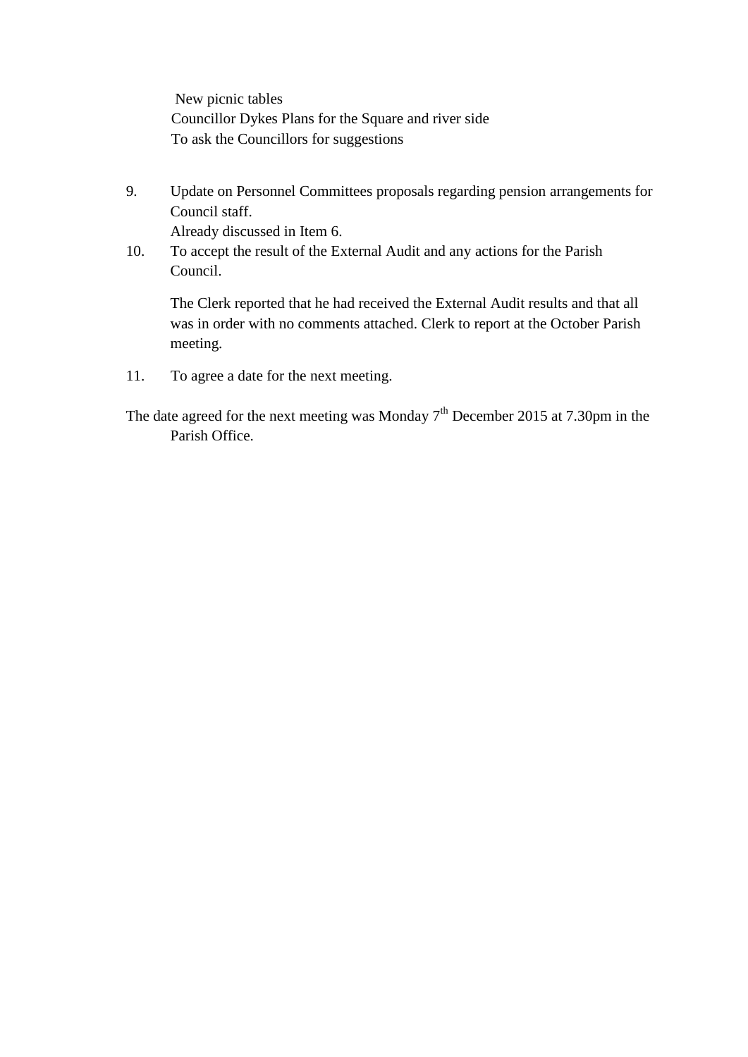New picnic tables
Councillor Dykes Plans for the Square and river side
To ask the Councillors for suggestions

9. Update on Personnel Committees proposals regarding pension arrangements for Council staff.
   Already discussed in Item 6.

10. To accept the result of the External Audit and any actions for the Parish Council.

    The Clerk reported that he had received the External Audit results and that all was in order with no comments attached. Clerk to report at the October Parish meeting.

11. To agree a date for the next meeting.

The date agreed for the next meeting was Monday 7th December 2015 at 7.30pm in the Parish Office.